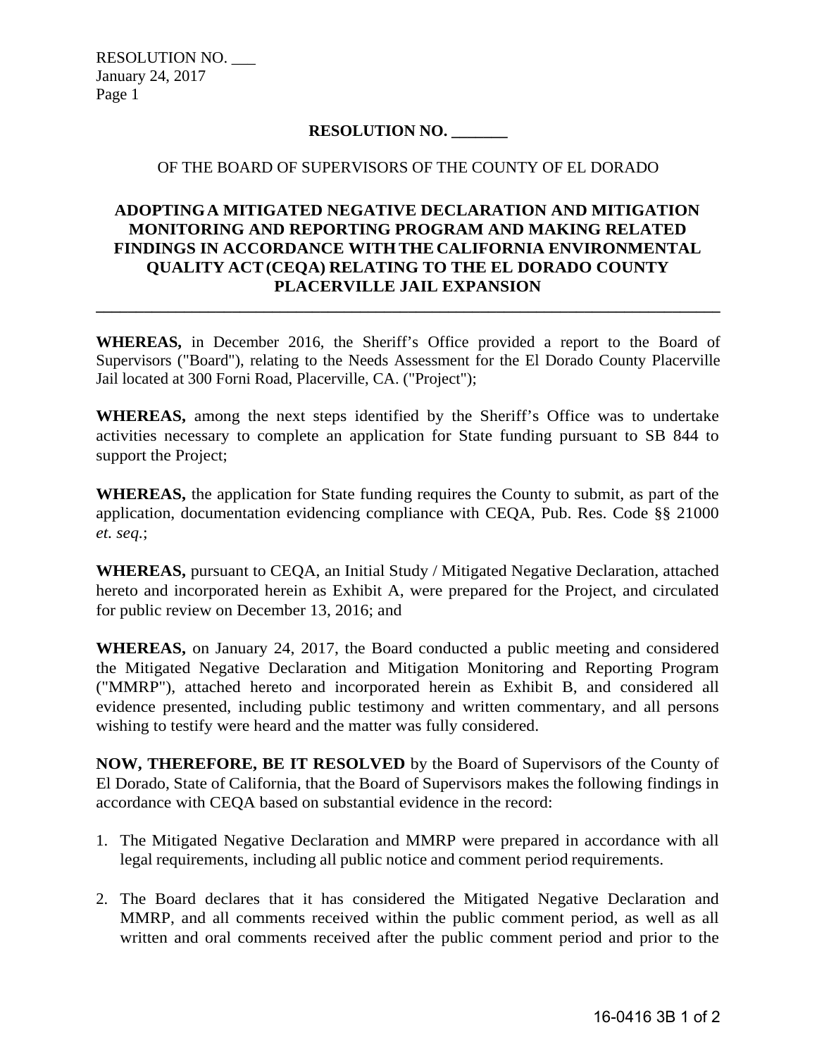**RESOLUTION NO. _______**

OF THE BOARD OF SUPERVISORS OF THE COUNTY OF EL DORADO

**ADOPTING A MITIGATED NEGATIVE DECLARATION AND MITIGATION MONITORING AND REPORTING PROGRAM AND MAKING RELATED FINDINGS IN ACCORDANCE WITH THE CALIFORNIA ENVIRONMENTAL QUALITY ACT (CEQA) RELATING TO THE EL DORADO COUNTY PLACERVILLE JAIL EXPANSION**

---

**WHEREAS,** in December 2016, the Sheriff's Office provided a report to the Board of Supervisors ("Board"), relating to the Needs Assessment for the El Dorado County Placerville Jail located at 300 Forni Road, Placerville, CA. ("Project");

**WHEREAS,** among the next steps identified by the Sheriff's Office was to undertake activities necessary to complete an application for State funding pursuant to SB 844 to support the Project;

**WHEREAS,** the application for State funding requires the County to submit, as part of the application, documentation evidencing compliance with CEQA, Pub. Res. Code §§ 21000 *et. seq.*;

**WHEREAS,** pursuant to CEQA, an Initial Study / Mitigated Negative Declaration, attached hereto and incorporated herein as Exhibit A, were prepared for the Project, and circulated for public review on December 13, 2016; and

**WHEREAS,** on January 24, 2017, the Board conducted a public meeting and considered the Mitigated Negative Declaration and Mitigation Monitoring and Reporting Program ("MMRP"), attached hereto and incorporated herein as Exhibit B, and considered all evidence presented, including public testimony and written commentary, and all persons wishing to testify were heard and the matter was fully considered.

**NOW, THEREFORE, BE IT RESOLVED** by the Board of Supervisors of the County of El Dorado, State of California, that the Board of Supervisors makes the following findings in accordance with CEQA based on substantial evidence in the record:

1. The Mitigated Negative Declaration and MMRP were prepared in accordance with all legal requirements, including all public notice and comment period requirements.

2. The Board declares that it has considered the Mitigated Negative Declaration and MMRP, and all comments received within the public comment period, as well as all written and oral comments received after the public comment period and prior to the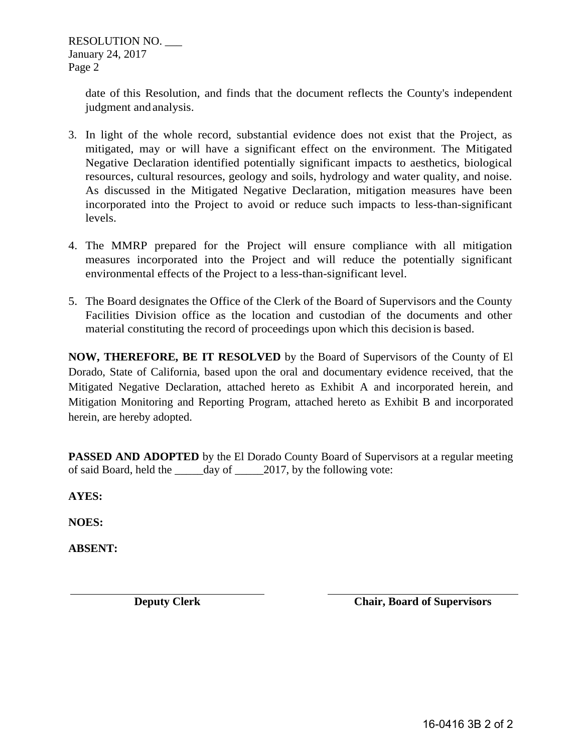date of this Resolution, and finds that the document reflects the County's independent judgment and analysis.

3. In light of the whole record, substantial evidence does not exist that the Project, as mitigated, may or will have a significant effect on the environment. The Mitigated Negative Declaration identified potentially significant impacts to aesthetics, biological resources, cultural resources, geology and soils, hydrology and water quality, and noise. As discussed in the Mitigated Negative Declaration, mitigation measures have been incorporated into the Project to avoid or reduce such impacts to less-than-significant levels.

4. The MMRP prepared for the Project will ensure compliance with all mitigation measures incorporated into the Project and will reduce the potentially significant environmental effects of the Project to a less-than-significant level.

5. The Board designates the Office of the Clerk of the Board of Supervisors and the County Facilities Division office as the location and custodian of the documents and other material constituting the record of proceedings upon which this decision is based.

**NOW, THEREFORE, BE IT RESOLVED** by the Board of Supervisors of the County of El Dorado, State of California, based upon the oral and documentary evidence received, that the Mitigated Negative Declaration, attached hereto as Exhibit A and incorporated herein, and Mitigation Monitoring and Reporting Program, attached hereto as Exhibit B and incorporated herein, are hereby adopted.

**PASSED AND ADOPTED** by the El Dorado County Board of Supervisors at a regular meeting of said Board, held the _____day of _____2017, by the following vote:

**AYES:**

**NOES:**

**ABSENT:**

**Deputy Clerk**

**Chair, Board of Supervisors**